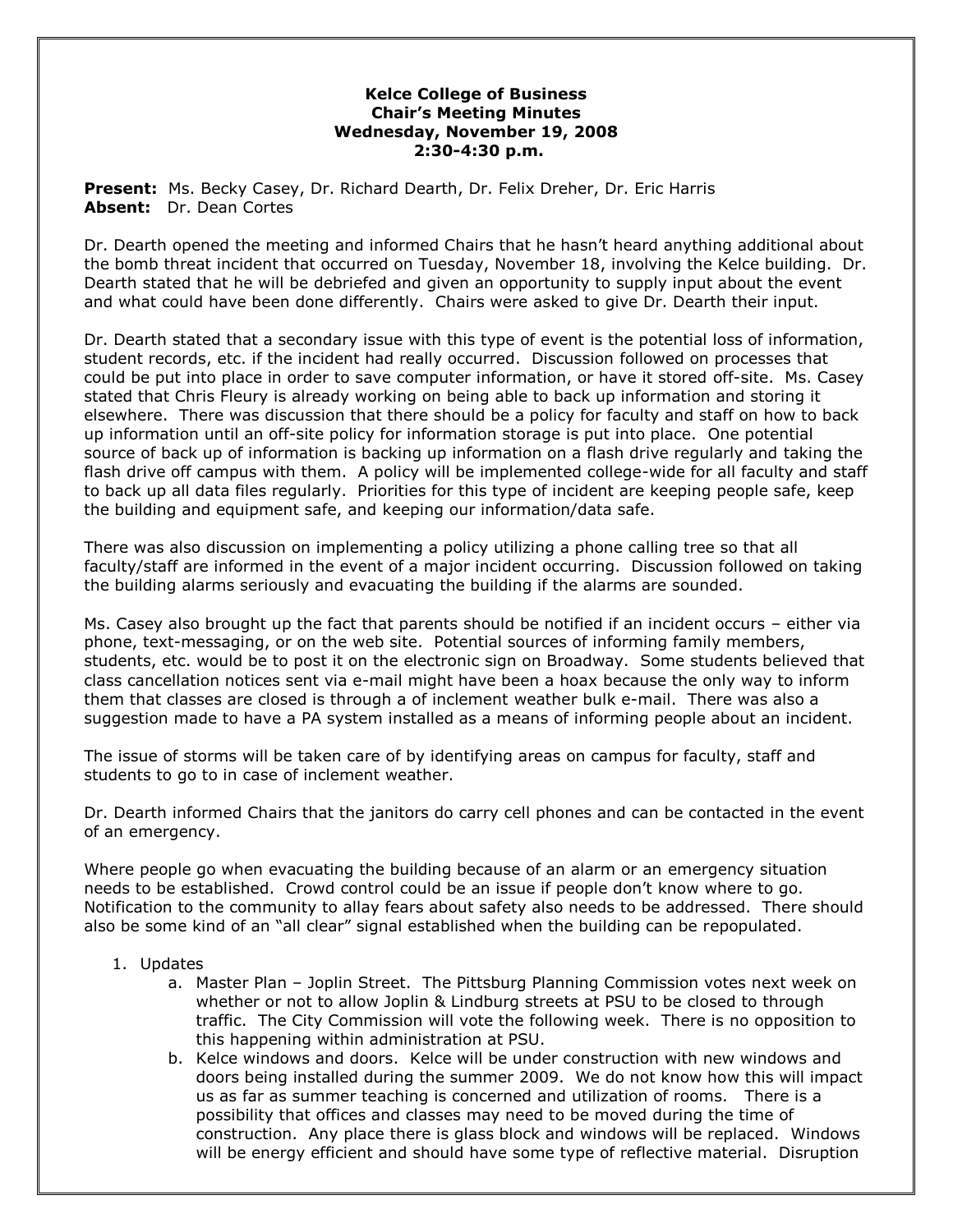**Kelce College of Business**
**Chair's Meeting Minutes**
**Wednesday, November 19, 2008**
**2:30-4:30 p.m.**

**Present:** Ms. Becky Casey, Dr. Richard Dearth, Dr. Felix Dreher, Dr. Eric Harris
**Absent:** Dr. Dean Cortes

Dr. Dearth opened the meeting and informed Chairs that he hasn't heard anything additional about the bomb threat incident that occurred on Tuesday, November 18, involving the Kelce building. Dr. Dearth stated that he will be debriefed and given an opportunity to supply input about the event and what could have been done differently. Chairs were asked to give Dr. Dearth their input.

Dr. Dearth stated that a secondary issue with this type of event is the potential loss of information, student records, etc. if the incident had really occurred. Discussion followed on processes that could be put into place in order to save computer information, or have it stored off-site. Ms. Casey stated that Chris Fleury is already working on being able to back up information and storing it elsewhere. There was discussion that there should be a policy for faculty and staff on how to back up information until an off-site policy for information storage is put into place. One potential source of back up of information is backing up information on a flash drive regularly and taking the flash drive off campus with them. A policy will be implemented college-wide for all faculty and staff to back up all data files regularly. Priorities for this type of incident are keeping people safe, keep the building and equipment safe, and keeping our information/data safe.

There was also discussion on implementing a policy utilizing a phone calling tree so that all faculty/staff are informed in the event of a major incident occurring. Discussion followed on taking the building alarms seriously and evacuating the building if the alarms are sounded.

Ms. Casey also brought up the fact that parents should be notified if an incident occurs – either via phone, text-messaging, or on the web site. Potential sources of informing family members, students, etc. would be to post it on the electronic sign on Broadway. Some students believed that class cancellation notices sent via e-mail might have been a hoax because the only way to inform them that classes are closed is through a of inclement weather bulk e-mail. There was also a suggestion made to have a PA system installed as a means of informing people about an incident.

The issue of storms will be taken care of by identifying areas on campus for faculty, staff and students to go to in case of inclement weather.

Dr. Dearth informed Chairs that the janitors do carry cell phones and can be contacted in the event of an emergency.

Where people go when evacuating the building because of an alarm or an emergency situation needs to be established. Crowd control could be an issue if people don't know where to go. Notification to the community to allay fears about safety also needs to be addressed. There should also be some kind of an "all clear" signal established when the building can be repopulated.

1. Updates
   a. Master Plan – Joplin Street. The Pittsburg Planning Commission votes next week on whether or not to allow Joplin & Lindburg streets at PSU to be closed to through traffic. The City Commission will vote the following week. There is no opposition to this happening within administration at PSU.
   b. Kelce windows and doors. Kelce will be under construction with new windows and doors being installed during the summer 2009. We do not know how this will impact us as far as summer teaching is concerned and utilization of rooms. There is a possibility that offices and classes may need to be moved during the time of construction. Any place there is glass block and windows will be replaced. Windows will be energy efficient and should have some type of reflective material. Disruption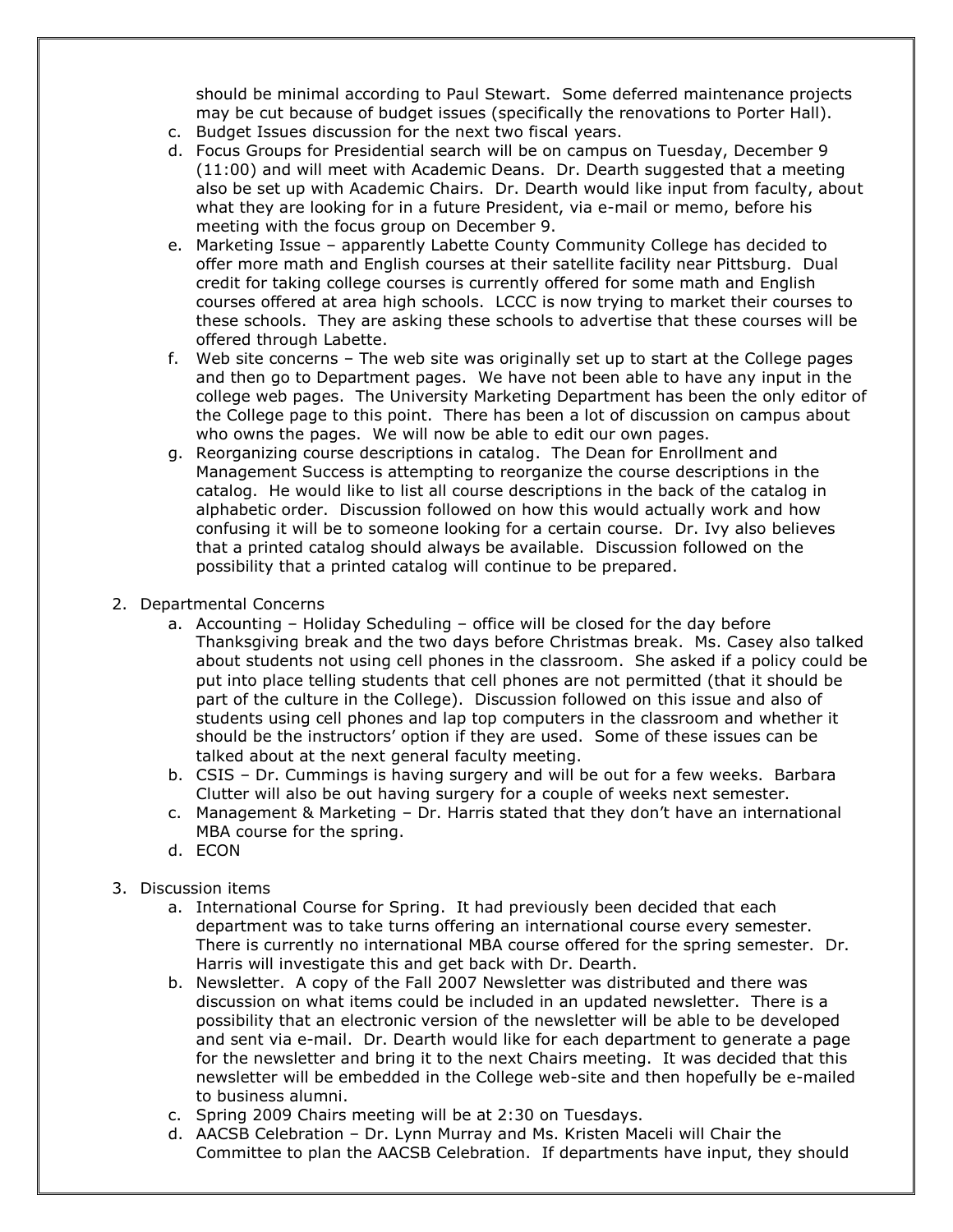should be minimal according to Paul Stewart. Some deferred maintenance projects may be cut because of budget issues (specifically the renovations to Porter Hall).

c. Budget Issues discussion for the next two fiscal years.
d. Focus Groups for Presidential search will be on campus on Tuesday, December 9 (11:00) and will meet with Academic Deans. Dr. Dearth suggested that a meeting also be set up with Academic Chairs. Dr. Dearth would like input from faculty, about what they are looking for in a future President, via e-mail or memo, before his meeting with the focus group on December 9.
e. Marketing Issue – apparently Labette County Community College has decided to offer more math and English courses at their satellite facility near Pittsburg. Dual credit for taking college courses is currently offered for some math and English courses offered at area high schools. LCCC is now trying to market their courses to these schools. They are asking these schools to advertise that these courses will be offered through Labette.
f. Web site concerns – The web site was originally set up to start at the College pages and then go to Department pages. We have not been able to have any input in the college web pages. The University Marketing Department has been the only editor of the College page to this point. There has been a lot of discussion on campus about who owns the pages. We will now be able to edit our own pages.
g. Reorganizing course descriptions in catalog. The Dean for Enrollment and Management Success is attempting to reorganize the course descriptions in the catalog. He would like to list all course descriptions in the back of the catalog in alphabetic order. Discussion followed on how this would actually work and how confusing it will be to someone looking for a certain course. Dr. Ivy also believes that a printed catalog should always be available. Discussion followed on the possibility that a printed catalog will continue to be prepared.

2. Departmental Concerns
   a. Accounting – Holiday Scheduling – office will be closed for the day before Thanksgiving break and the two days before Christmas break. Ms. Casey also talked about students not using cell phones in the classroom. She asked if a policy could be put into place telling students that cell phones are not permitted (that it should be part of the culture in the College). Discussion followed on this issue and also of students using cell phones and lap top computers in the classroom and whether it should be the instructors' option if they are used. Some of these issues can be talked about at the next general faculty meeting.
   b. CSIS – Dr. Cummings is having surgery and will be out for a few weeks. Barbara Clutter will also be out having surgery for a couple of weeks next semester.
   c. Management & Marketing – Dr. Harris stated that they don't have an international MBA course for the spring.
   d. ECON

3. Discussion items
   a. International Course for Spring. It had previously been decided that each department was to take turns offering an international course every semester. There is currently no international MBA course offered for the spring semester. Dr. Harris will investigate this and get back with Dr. Dearth.
   b. Newsletter. A copy of the Fall 2007 Newsletter was distributed and there was discussion on what items could be included in an updated newsletter. There is a possibility that an electronic version of the newsletter will be able to be developed and sent via e-mail. Dr. Dearth would like for each department to generate a page for the newsletter and bring it to the next Chairs meeting. It was decided that this newsletter will be embedded in the College web-site and then hopefully be e-mailed to business alumni.
   c. Spring 2009 Chairs meeting will be at 2:30 on Tuesdays.
   d. AACSB Celebration – Dr. Lynn Murray and Ms. Kristen Maceli will Chair the Committee to plan the AACSB Celebration. If departments have input, they should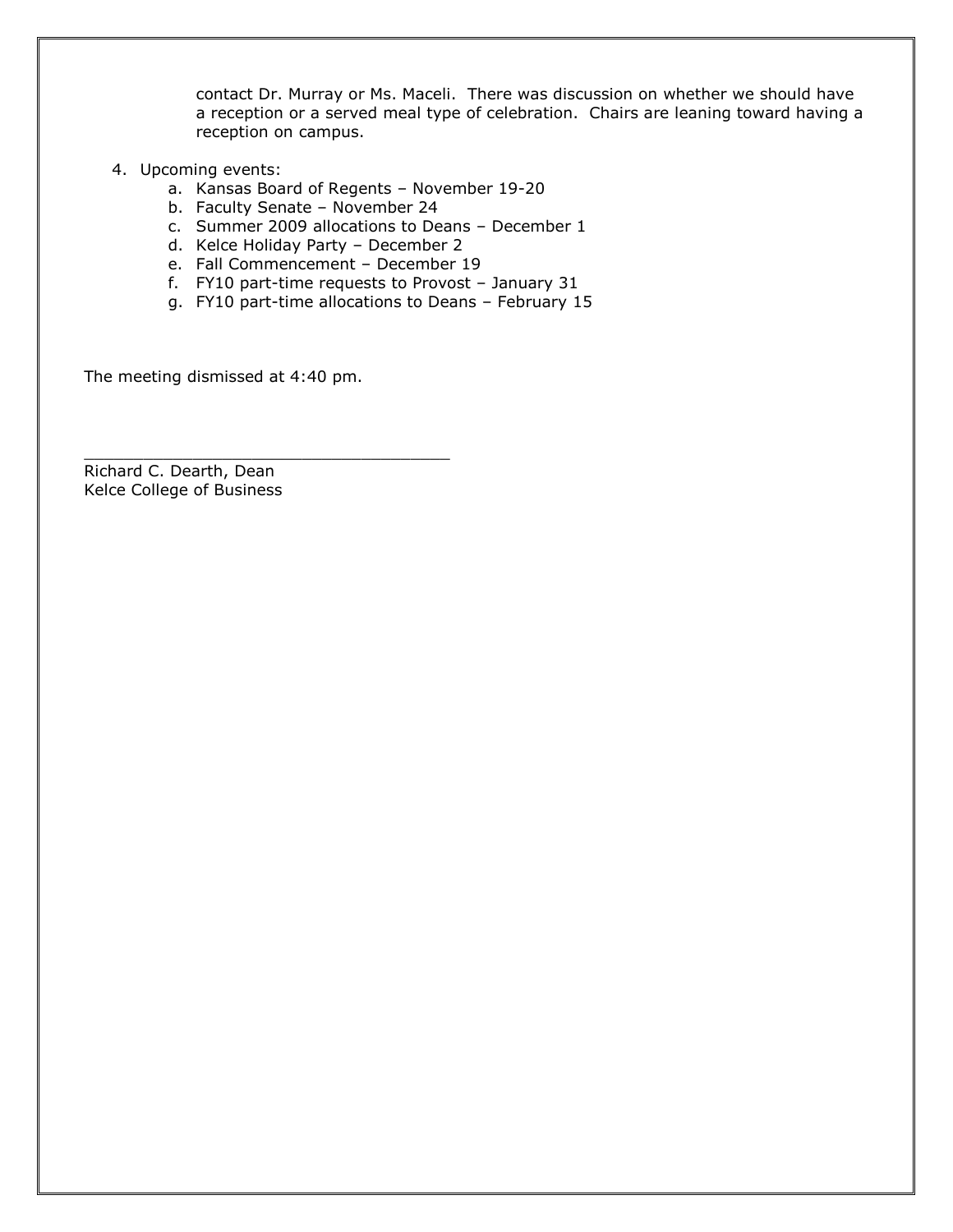contact Dr. Murray or Ms. Maceli. There was discussion on whether we should have a reception or a served meal type of celebration. Chairs are leaning toward having a reception on campus.

4. Upcoming events:
    a. Kansas Board of Regents – November 19-20
    b. Faculty Senate – November 24
    c. Summer 2009 allocations to Deans – December 1
    d. Kelce Holiday Party – December 2
    e. Fall Commencement – December 19
    f. FY10 part-time requests to Provost – January 31
    g. FY10 part-time allocations to Deans – February 15

The meeting dismissed at 4:40 pm.

_____________________________________
Richard C. Dearth, Dean
Kelce College of Business